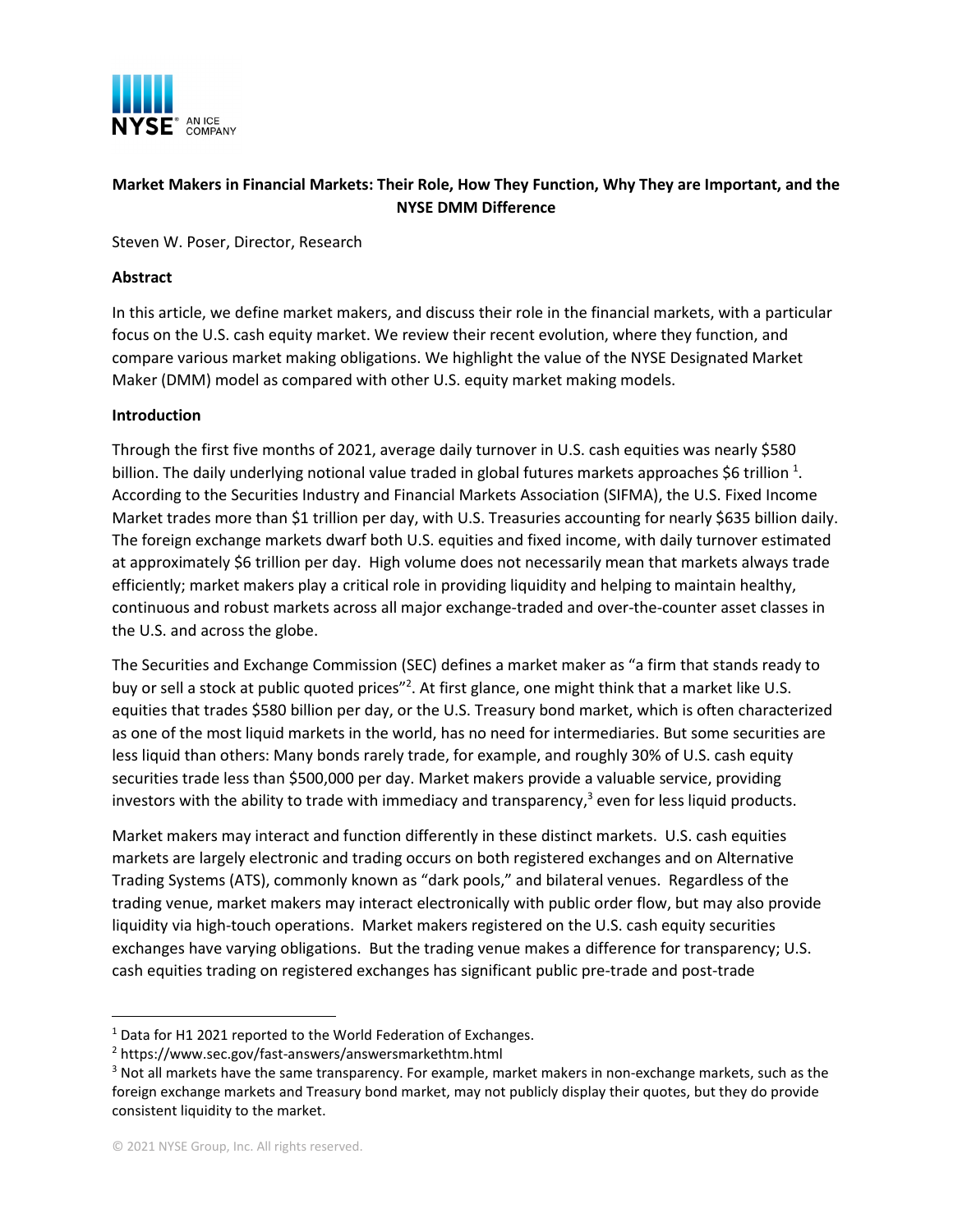# Market Makers in Financial Markets: Their Role, How They Function, Why They are Important, and the NYSE DMM Difference

Steven W. Poser, Director, Research

**Abstract**

In this article, we define market makers, and discuss their role in the financial markets, with a particular focus on the U.S. cash equity market. We review their recent evolution, where they function, and compare various market making obligations. We highlight the value of the NYSE Designated Market Maker (DMM) model as compared with other U.S. equity market making models.

**Introduction**

Through the first five months of 2021, average daily turnover in U.S. cash equities was nearly $580 billion. The daily underlying notional value traded in global futures markets approaches $6 trillion [1]. According to the Securities Industry and Financial Markets Association (SIFMA), the U.S. Fixed Income Market trades more than $1 trillion per day, with U.S. Treasuries accounting for nearly $635 billion daily. The foreign exchange markets dwarf both U.S. equities and fixed income, with daily turnover estimated at approximately $6 trillion per day. High volume does not necessarily mean that markets always trade efficiently; market makers play a critical role in providing liquidity and helping to maintain healthy, continuous and robust markets across all major exchange-traded and over-the-counter asset classes in the U.S. and across the globe.

The Securities and Exchange Commission (SEC) defines a market maker as "a firm that stands ready to buy or sell a stock at public quoted prices"[2]. At first glance, one might think that a market like U.S. equities that trades $580 billion per day, or the U.S. Treasury bond market, which is often characterized as one of the most liquid markets in the world, has no need for intermediaries. But some securities are less liquid than others: Many bonds rarely trade, for example, and roughly 30% of U.S. cash equity securities trade less than $500,000 per day. Market makers provide a valuable service, providing investors with the ability to trade with immediacy and transparency,[3] even for less liquid products.

Market makers may interact and function differently in these distinct markets. U.S. cash equities markets are largely electronic and trading occurs on both registered exchanges and on Alternative Trading Systems (ATS), commonly known as "dark pools," and bilateral venues. Regardless of the trading venue, market makers may interact electronically with public order flow, but may also provide liquidity via high-touch operations. Market makers registered on the U.S. cash equity securities exchanges have varying obligations. But the trading venue makes a difference for transparency; U.S. cash equities trading on registered exchanges has significant public pre-trade and post-trade

---

[1] Data for H1 2021 reported to the World Federation of Exchanges.

[2] https://www.sec.gov/fast-answers/answersmarkethtm.html

[3] Not all markets have the same transparency. For example, market makers in non-exchange markets, such as the foreign exchange markets and Treasury bond market, may not publicly display their quotes, but they do provide consistent liquidity to the market.

© 2021 NYSE Group, Inc. All rights reserved.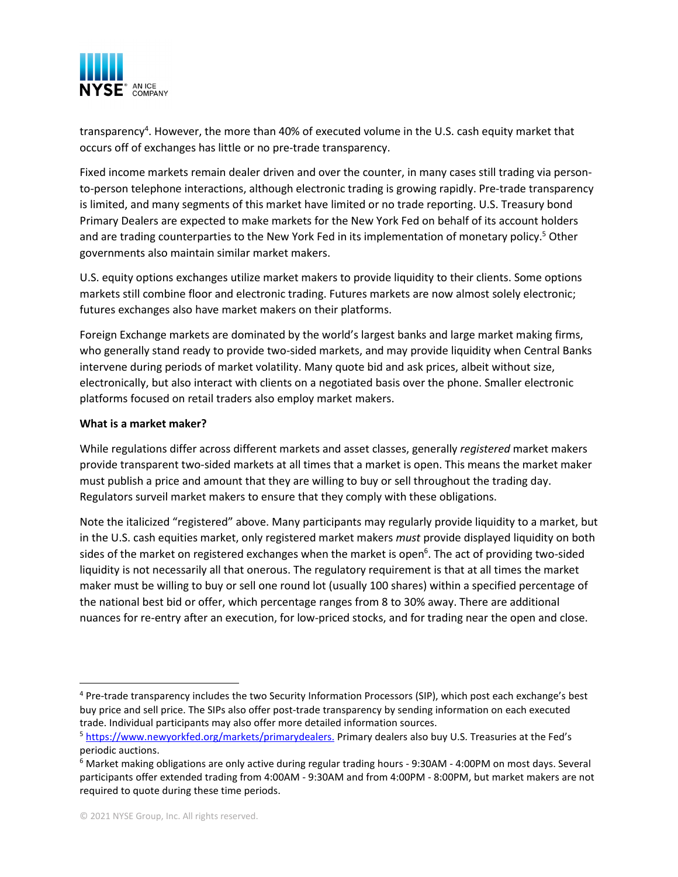transparency[4]. However, the more than 40% of executed volume in the U.S. cash equity market that occurs off of exchanges has little or no pre-trade transparency.

Fixed income markets remain dealer driven and over the counter, in many cases still trading via person-to-person telephone interactions, although electronic trading is growing rapidly. Pre-trade transparency is limited, and many segments of this market have limited or no trade reporting. U.S. Treasury bond Primary Dealers are expected to make markets for the New York Fed on behalf of its account holders and are trading counterparties to the New York Fed in its implementation of monetary policy.[5] Other governments also maintain similar market makers.

U.S. equity options exchanges utilize market makers to provide liquidity to their clients. Some options markets still combine floor and electronic trading. Futures markets are now almost solely electronic; futures exchanges also have market makers on their platforms.

Foreign Exchange markets are dominated by the world's largest banks and large market making firms, who generally stand ready to provide two-sided markets, and may provide liquidity when Central Banks intervene during periods of market volatility. Many quote bid and ask prices, albeit without size, electronically, but also interact with clients on a negotiated basis over the phone. Smaller electronic platforms focused on retail traders also employ market makers.

**What is a market maker?**

While regulations differ across different markets and asset classes, generally *registered* market makers provide transparent two-sided markets at all times that a market is open. This means the market maker must publish a price and amount that they are willing to buy or sell throughout the trading day. Regulators surveil market makers to ensure that they comply with these obligations.

Note the italicized "registered" above. Many participants may regularly provide liquidity to a market, but in the U.S. cash equities market, only registered market makers *must* provide displayed liquidity on both sides of the market on registered exchanges when the market is open[6]. The act of providing two-sided liquidity is not necessarily all that onerous. The regulatory requirement is that at all times the market maker must be willing to buy or sell one round lot (usually 100 shares) within a specified percentage of the national best bid or offer, which percentage ranges from 8 to 30% away. There are additional nuances for re-entry after an execution, for low-priced stocks, and for trading near the open and close.

---

[4] Pre-trade transparency includes the two Security Information Processors (SIP), which post each exchange's best buy price and sell price. The SIPs also offer post-trade transparency by sending information on each executed trade. Individual participants may also offer more detailed information sources.

[5] https://www.newyorkfed.org/markets/primarydealers. Primary dealers also buy U.S. Treasuries at the Fed's periodic auctions.

[6] Market making obligations are only active during regular trading hours - 9:30AM - 4:00PM on most days. Several participants offer extended trading from 4:00AM - 9:30AM and from 4:00PM - 8:00PM, but market makers are not required to quote during these time periods.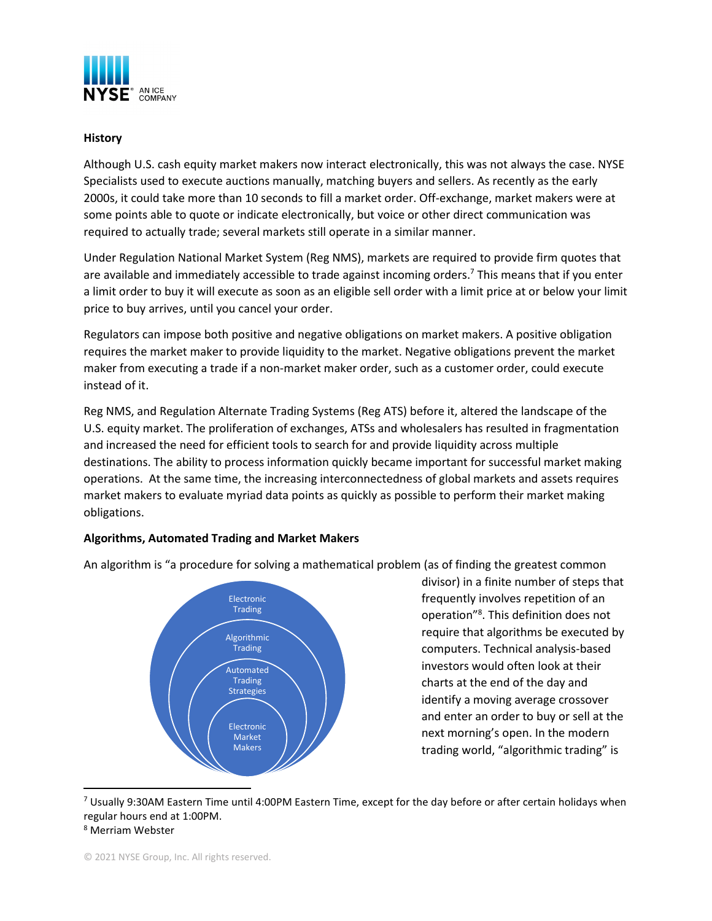**History**

Although U.S. cash equity market makers now interact electronically, this was not always the case. NYSE Specialists used to execute auctions manually, matching buyers and sellers. As recently as the early 2000s, it could take more than 10 seconds to fill a market order. Off-exchange, market makers were at some points able to quote or indicate electronically, but voice or other direct communication was required to actually trade; several markets still operate in a similar manner.

Under Regulation National Market System (Reg NMS), markets are required to provide firm quotes that are available and immediately accessible to trade against incoming orders.[7] This means that if you enter a limit order to buy it will execute as soon as an eligible sell order with a limit price at or below your limit price to buy arrives, until you cancel your order.

Regulators can impose both positive and negative obligations on market makers. A positive obligation requires the market maker to provide liquidity to the market. Negative obligations prevent the market maker from executing a trade if a non-market maker order, such as a customer order, could execute instead of it.

Reg NMS, and Regulation Alternate Trading Systems (Reg ATS) before it, altered the landscape of the U.S. equity market. The proliferation of exchanges, ATSs and wholesalers has resulted in fragmentation and increased the need for efficient tools to search for and provide liquidity across multiple destinations. The ability to process information quickly became important for successful market making operations. At the same time, the increasing interconnectedness of global markets and assets requires market makers to evaluate myriad data points as quickly as possible to perform their market making obligations.

**Algorithms, Automated Trading and Market Makers**

An algorithm is "a procedure for solving a mathematical problem (as of finding the greatest common divisor) in a finite number of steps that frequently involves repetition of an operation"[8]. This definition does not require that algorithms be executed by computers. Technical analysis-based investors would often look at their charts at the end of the day and identify a moving average crossover and enter an order to buy or sell at the next morning's open. In the modern trading world, "algorithmic trading" is

Electronic Trading
Algorithmic Trading
Automated Trading Strategies
Electronic Market Makers

[7] Usually 9:30AM Eastern Time until 4:00PM Eastern Time, except for the day before or after certain holidays when regular hours end at 1:00PM.

[8] Merriam Webster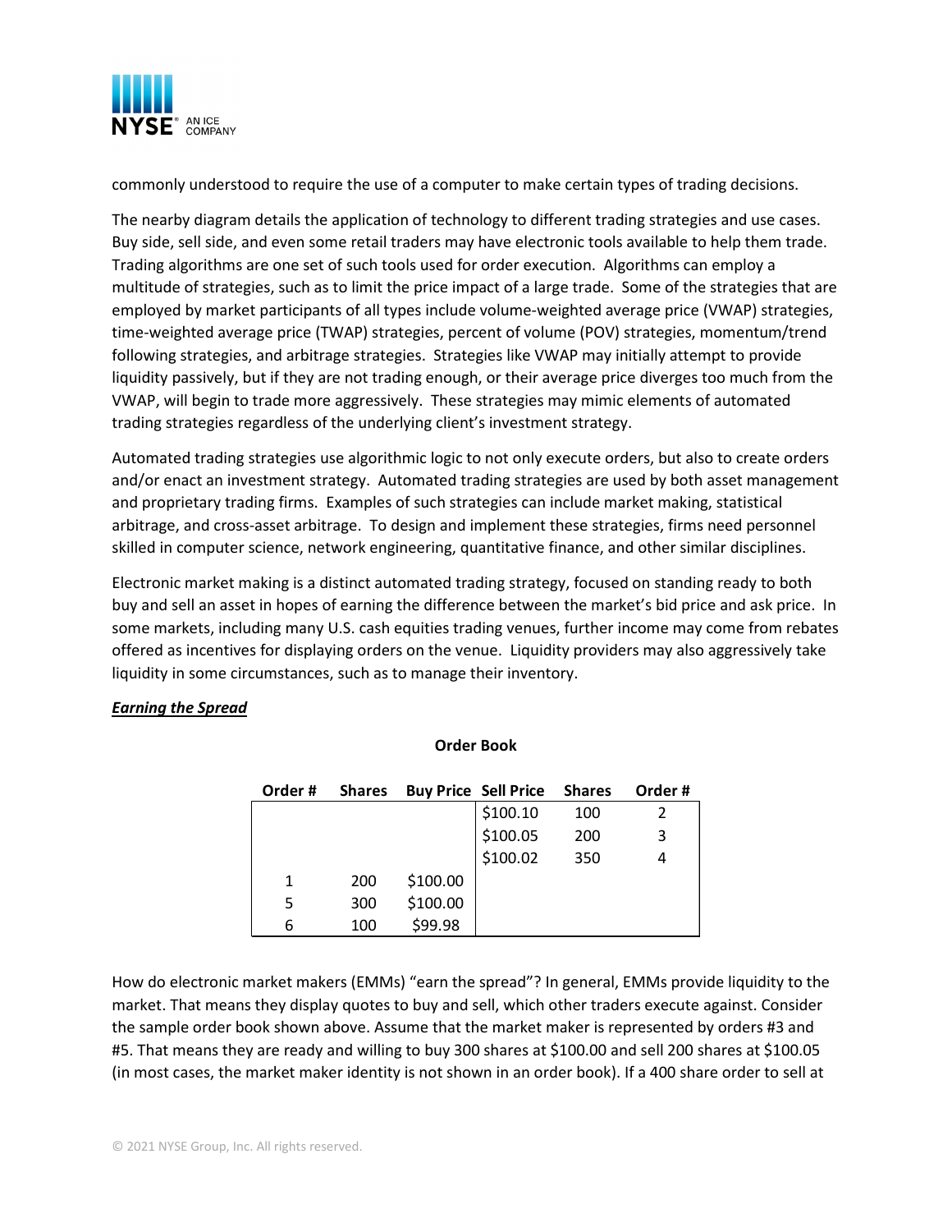commonly understood to require the use of a computer to make certain types of trading decisions.

The nearby diagram details the application of technology to different trading strategies and use cases. Buy side, sell side, and even some retail traders may have electronic tools available to help them trade. Trading algorithms are one set of such tools used for order execution. Algorithms can employ a multitude of strategies, such as to limit the price impact of a large trade. Some of the strategies that are employed by market participants of all types include volume-weighted average price (VWAP) strategies, time-weighted average price (TWAP) strategies, percent of volume (POV) strategies, momentum/trend following strategies, and arbitrage strategies. Strategies like VWAP may initially attempt to provide liquidity passively, but if they are not trading enough, or their average price diverges too much from the VWAP, will begin to trade more aggressively. These strategies may mimic elements of automated trading strategies regardless of the underlying client's investment strategy.

Automated trading strategies use algorithmic logic to not only execute orders, but also to create orders and/or enact an investment strategy. Automated trading strategies are used by both asset management and proprietary trading firms. Examples of such strategies can include market making, statistical arbitrage, and cross-asset arbitrage. To design and implement these strategies, firms need personnel skilled in computer science, network engineering, quantitative finance, and other similar disciplines.

Electronic market making is a distinct automated trading strategy, focused on standing ready to both buy and sell an asset in hopes of earning the difference between the market's bid price and ask price. In some markets, including many U.S. cash equities trading venues, further income may come from rebates offered as incentives for displaying orders on the venue. Liquidity providers may also aggressively take liquidity in some circumstances, such as to manage their inventory.

***Earning the Spread***

**Order Book**

| Order # | Shares | Buy Price | Sell Price | Shares | Order # |
|---|---|---|---|---|---|
| | | | $100.10 | 100 | 2 |
| | | | $100.05 | 200 | 3 |
| | | | $100.02 | 350 | 4 |
| 1 | 200 | $100.00 | | | |
| 5 | 300 | $100.00 | | | |
| 6 | 100 | $99.98 | | | |

How do electronic market makers (EMMs) "earn the spread"? In general, EMMs provide liquidity to the market. That means they display quotes to buy and sell, which other traders execute against. Consider the sample order book shown above. Assume that the market maker is represented by orders #3 and #5. That means they are ready and willing to buy 300 shares at $100.00 and sell 200 shares at $100.05 (in most cases, the market maker identity is not shown in an order book). If a 400 share order to sell at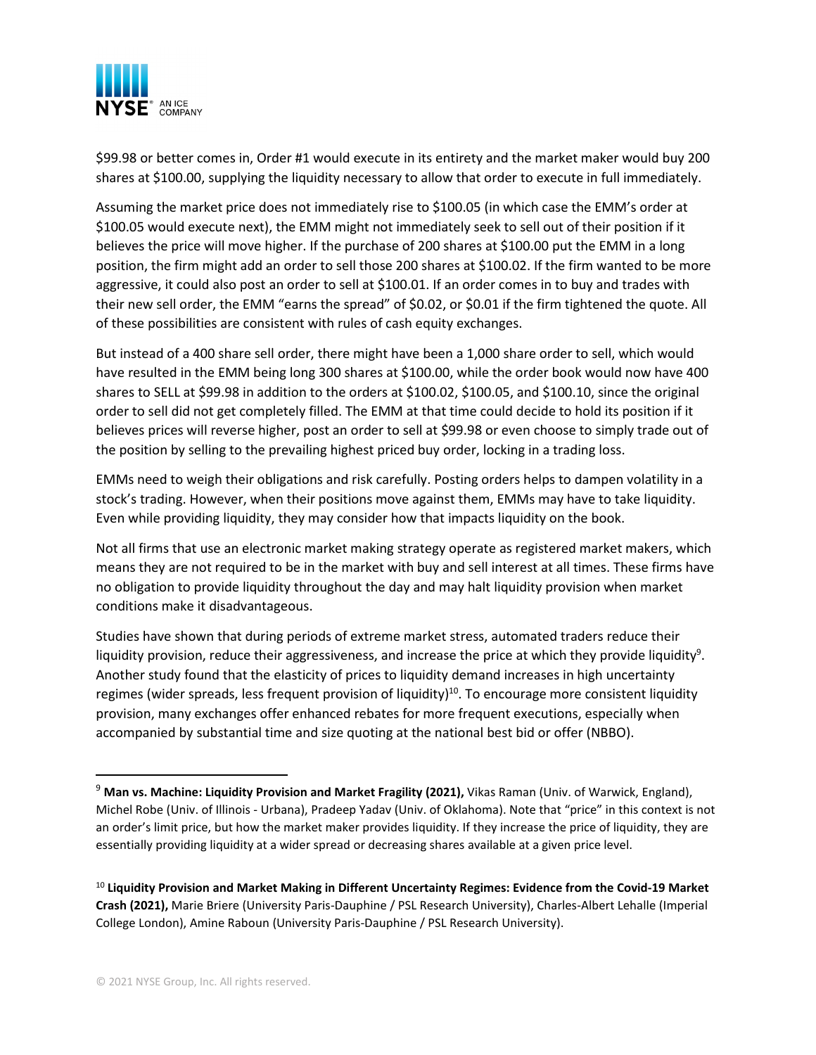$99.98 or better comes in, Order #1 would execute in its entirety and the market maker would buy 200 shares at $100.00, supplying the liquidity necessary to allow that order to execute in full immediately.

Assuming the market price does not immediately rise to $100.05 (in which case the EMM's order at $100.05 would execute next), the EMM might not immediately seek to sell out of their position if it believes the price will move higher. If the purchase of 200 shares at $100.00 put the EMM in a long position, the firm might add an order to sell those 200 shares at $100.02. If the firm wanted to be more aggressive, it could also post an order to sell at $100.01. If an order comes in to buy and trades with their new sell order, the EMM "earns the spread" of $0.02, or $0.01 if the firm tightened the quote. All of these possibilities are consistent with rules of cash equity exchanges.

But instead of a 400 share sell order, there might have been a 1,000 share order to sell, which would have resulted in the EMM being long 300 shares at $100.00, while the order book would now have 400 shares to SELL at $99.98 in addition to the orders at $100.02, $100.05, and $100.10, since the original order to sell did not get completely filled. The EMM at that time could decide to hold its position if it believes prices will reverse higher, post an order to sell at $99.98 or even choose to simply trade out of the position by selling to the prevailing highest priced buy order, locking in a trading loss.

EMMs need to weigh their obligations and risk carefully. Posting orders helps to dampen volatility in a stock's trading. However, when their positions move against them, EMMs may have to take liquidity. Even while providing liquidity, they may consider how that impacts liquidity on the book.

Not all firms that use an electronic market making strategy operate as registered market makers, which means they are not required to be in the market with buy and sell interest at all times. These firms have no obligation to provide liquidity throughout the day and may halt liquidity provision when market conditions make it disadvantageous.

Studies have shown that during periods of extreme market stress, automated traders reduce their liquidity provision, reduce their aggressiveness, and increase the price at which they provide liquidity[9]. Another study found that the elasticity of prices to liquidity demand increases in high uncertainty regimes (wider spreads, less frequent provision of liquidity)[10]. To encourage more consistent liquidity provision, many exchanges offer enhanced rebates for more frequent executions, especially when accompanied by substantial time and size quoting at the national best bid or offer (NBBO).

---

[9] **Man vs. Machine: Liquidity Provision and Market Fragility (2021),** Vikas Raman (Univ. of Warwick, England), Michel Robe (Univ. of Illinois - Urbana), Pradeep Yadav (Univ. of Oklahoma). Note that "price" in this context is not an order's limit price, but how the market maker provides liquidity. If they increase the price of liquidity, they are essentially providing liquidity at a wider spread or decreasing shares available at a given price level.

[10] **Liquidity Provision and Market Making in Different Uncertainty Regimes: Evidence from the Covid-19 Market Crash (2021),** Marie Briere (University Paris-Dauphine / PSL Research University), Charles-Albert Lehalle (Imperial College London), Amine Raboun (University Paris-Dauphine / PSL Research University).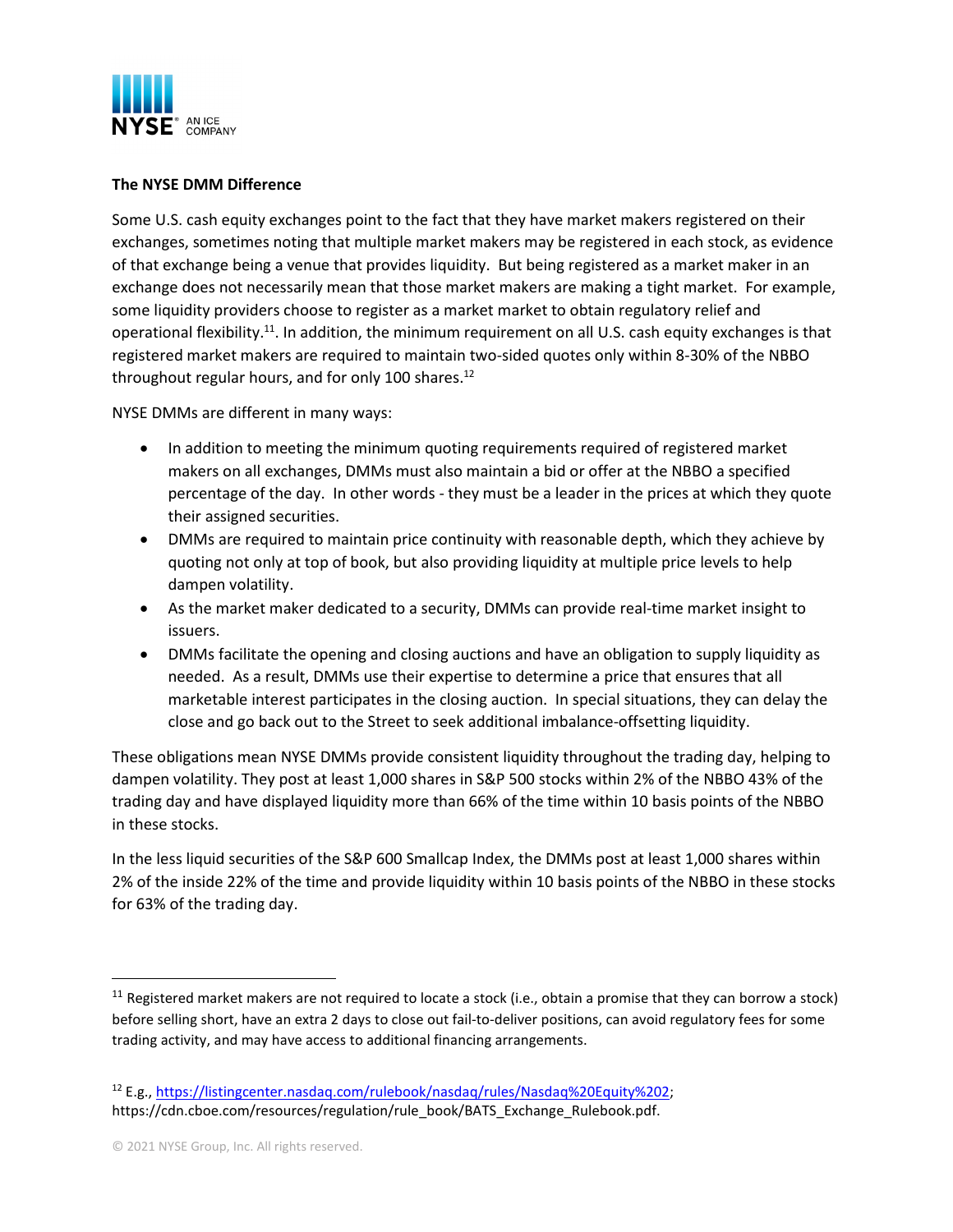**The NYSE DMM Difference**

Some U.S. cash equity exchanges point to the fact that they have market makers registered on their exchanges, sometimes noting that multiple market makers may be registered in each stock, as evidence of that exchange being a venue that provides liquidity. But being registered as a market maker in an exchange does not necessarily mean that those market makers are making a tight market. For example, some liquidity providers choose to register as a market market to obtain regulatory relief and operational flexibility.[11]. In addition, the minimum requirement on all U.S. cash equity exchanges is that registered market makers are required to maintain two-sided quotes only within 8-30% of the NBBO throughout regular hours, and for only 100 shares.[12]

NYSE DMMs are different in many ways:

- In addition to meeting the minimum quoting requirements required of registered market makers on all exchanges, DMMs must also maintain a bid or offer at the NBBO a specified percentage of the day. In other words - they must be a leader in the prices at which they quote their assigned securities.
- DMMs are required to maintain price continuity with reasonable depth, which they achieve by quoting not only at top of book, but also providing liquidity at multiple price levels to help dampen volatility.
- As the market maker dedicated to a security, DMMs can provide real-time market insight to issuers.
- DMMs facilitate the opening and closing auctions and have an obligation to supply liquidity as needed. As a result, DMMs use their expertise to determine a price that ensures that all marketable interest participates in the closing auction. In special situations, they can delay the close and go back out to the Street to seek additional imbalance-offsetting liquidity.

These obligations mean NYSE DMMs provide consistent liquidity throughout the trading day, helping to dampen volatility. They post at least 1,000 shares in S&P 500 stocks within 2% of the NBBO 43% of the trading day and have displayed liquidity more than 66% of the time within 10 basis points of the NBBO in these stocks.

In the less liquid securities of the S&P 600 Smallcap Index, the DMMs post at least 1,000 shares within 2% of the inside 22% of the time and provide liquidity within 10 basis points of the NBBO in these stocks for 63% of the trading day.

---

[11] Registered market makers are not required to locate a stock (i.e., obtain a promise that they can borrow a stock) before selling short, have an extra 2 days to close out fail-to-deliver positions, can avoid regulatory fees for some trading activity, and may have access to additional financing arrangements.

[12] E.g., https://listingcenter.nasdaq.com/rulebook/nasdaq/rules/Nasdaq%20Equity%202; https://cdn.cboe.com/resources/regulation/rule_book/BATS_Exchange_Rulebook.pdf.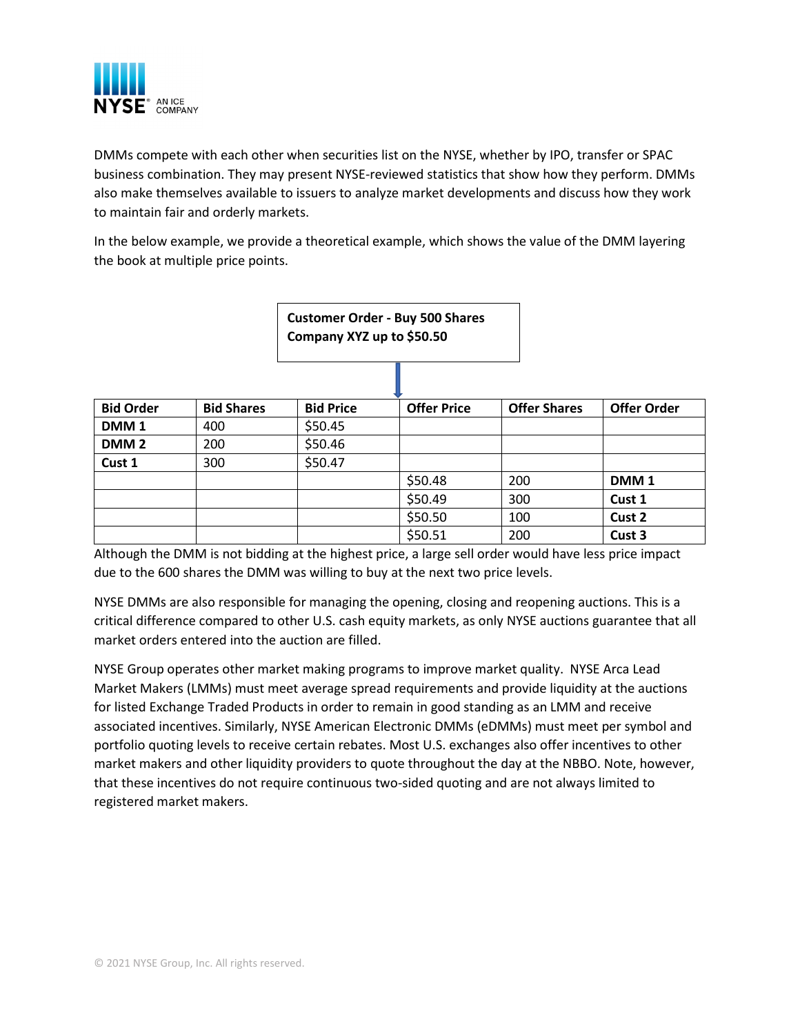DMMs compete with each other when securities list on the NYSE, whether by IPO, transfer or SPAC business combination. They may present NYSE-reviewed statistics that show how they perform. DMMs also make themselves available to issuers to analyze market developments and discuss how they work to maintain fair and orderly markets.

In the below example, we provide a theoretical example, which shows the value of the DMM layering the book at multiple price points.

**Customer Order - Buy 500 Shares Company XYZ up to $50.50**

| Bid Order | Bid Shares | Bid Price | Offer Price | Offer Shares | Offer Order |
|---|---|---|---|---|---|
| **DMM 1** | 400 | $50.45 | | | |
| **DMM 2** | 200 | $50.46 | | | |
| **Cust 1** | 300 | $50.47 | | | |
| | | | $50.48 | 200 | **DMM 1** |
| | | | $50.49 | 300 | **Cust 1** |
| | | | $50.50 | 100 | **Cust 2** |
| | | | $50.51 | 200 | **Cust 3** |

Although the DMM is not bidding at the highest price, a large sell order would have less price impact due to the 600 shares the DMM was willing to buy at the next two price levels.

NYSE DMMs are also responsible for managing the opening, closing and reopening auctions. This is a critical difference compared to other U.S. cash equity markets, as only NYSE auctions guarantee that all market orders entered into the auction are filled.

NYSE Group operates other market making programs to improve market quality. NYSE Arca Lead Market Makers (LMMs) must meet average spread requirements and provide liquidity at the auctions for listed Exchange Traded Products in order to remain in good standing as an LMM and receive associated incentives. Similarly, NYSE American Electronic DMMs (eDMMs) must meet per symbol and portfolio quoting levels to receive certain rebates. Most U.S. exchanges also offer incentives to other market makers and other liquidity providers to quote throughout the day at the NBBO. Note, however, that these incentives do not require continuous two-sided quoting and are not always limited to registered market makers.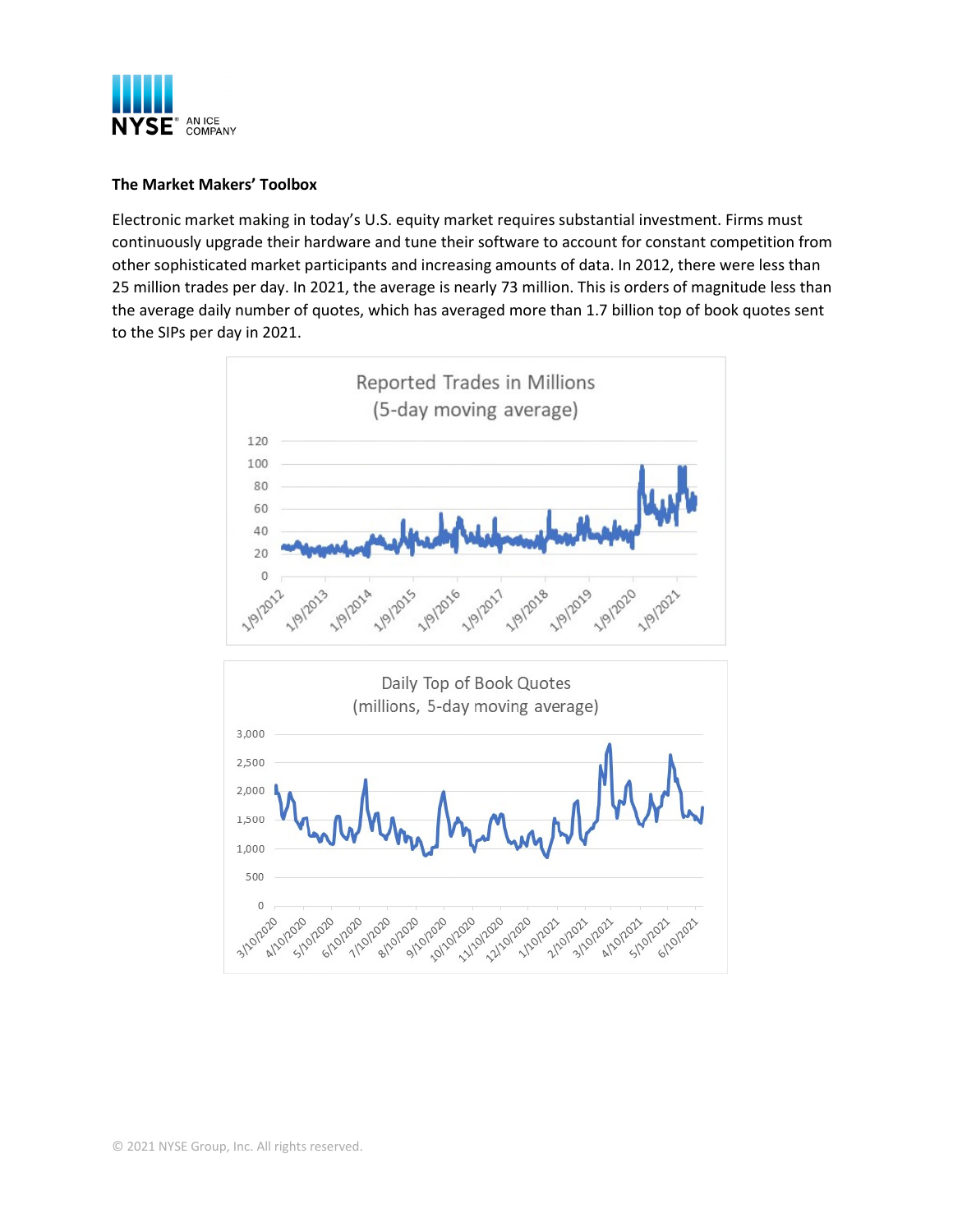**The Market Makers' Toolbox**

Electronic market making in today's U.S. equity market requires substantial investment. Firms must continuously upgrade their hardware and tune their software to account for constant competition from other sophisticated market participants and increasing amounts of data. In 2012, there were less than 25 million trades per day. In 2021, the average is nearly 73 million. This is orders of magnitude less than the average daily number of quotes, which has averaged more than 1.7 billion top of book quotes sent to the SIPs per day in 2021.

Reported Trades in Millions
(5-day moving average)

Daily Top of Book Quotes
(millions, 5-day moving average)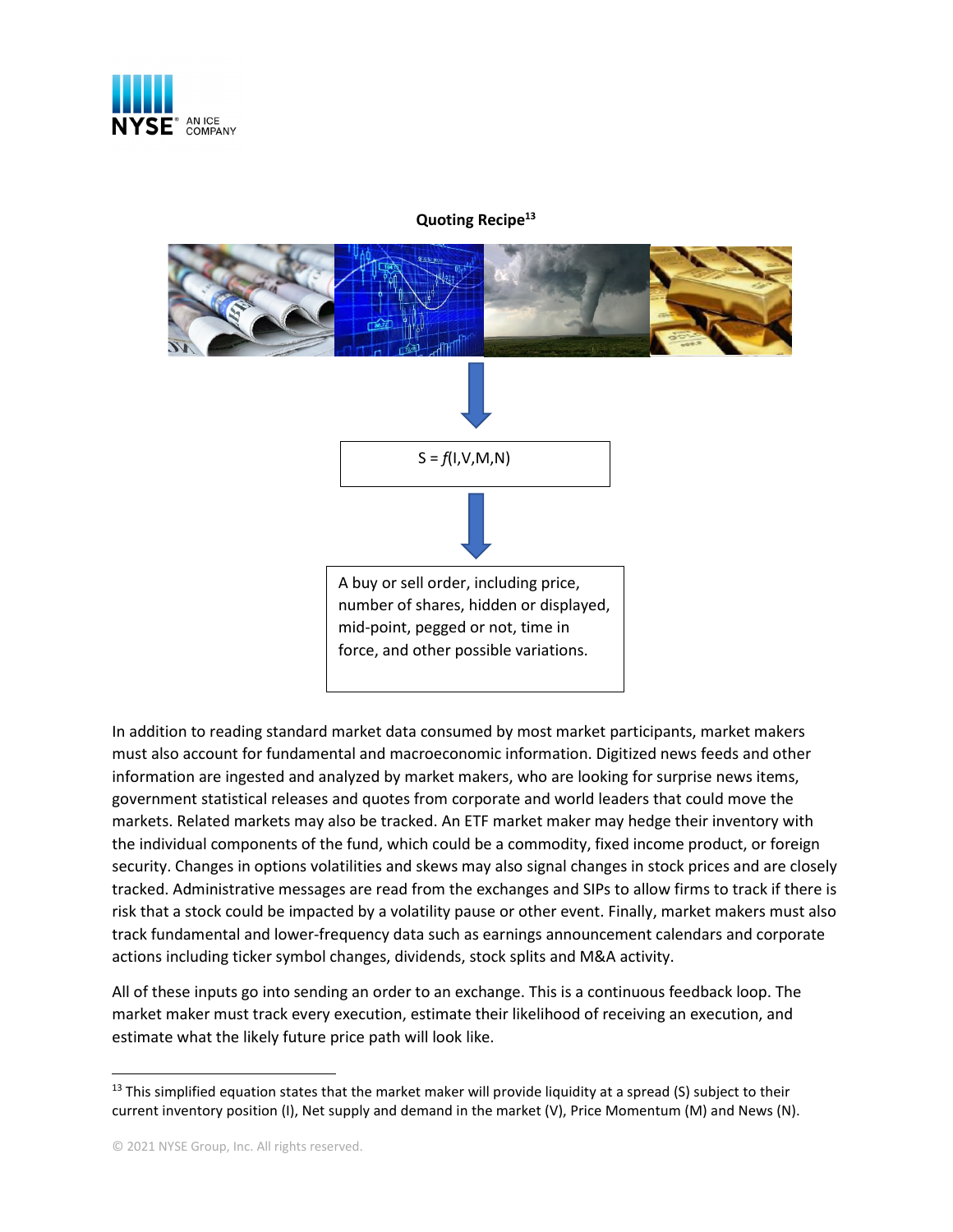**Quoting Recipe**[13]

$S = f(I,V,M,N)$

A buy or sell order, including price, number of shares, hidden or displayed, mid-point, pegged or not, time in force, and other possible variations.

In addition to reading standard market data consumed by most market participants, market makers must also account for fundamental and macroeconomic information. Digitized news feeds and other information are ingested and analyzed by market makers, who are looking for surprise news items, government statistical releases and quotes from corporate and world leaders that could move the markets. Related markets may also be tracked. An ETF market maker may hedge their inventory with the individual components of the fund, which could be a commodity, fixed income product, or foreign security. Changes in options volatilities and skews may also signal changes in stock prices and are closely tracked. Administrative messages are read from the exchanges and SIPs to allow firms to track if there is risk that a stock could be impacted by a volatility pause or other event. Finally, market makers must also track fundamental and lower-frequency data such as earnings announcement calendars and corporate actions including ticker symbol changes, dividends, stock splits and M&A activity.

All of these inputs go into sending an order to an exchange. This is a continuous feedback loop. The market maker must track every execution, estimate their likelihood of receiving an execution, and estimate what the likely future price path will look like.

---

[13] This simplified equation states that the market maker will provide liquidity at a spread (S) subject to their current inventory position (I), Net supply and demand in the market (V), Price Momentum (M) and News (N).

© 2021 NYSE Group, Inc. All rights reserved.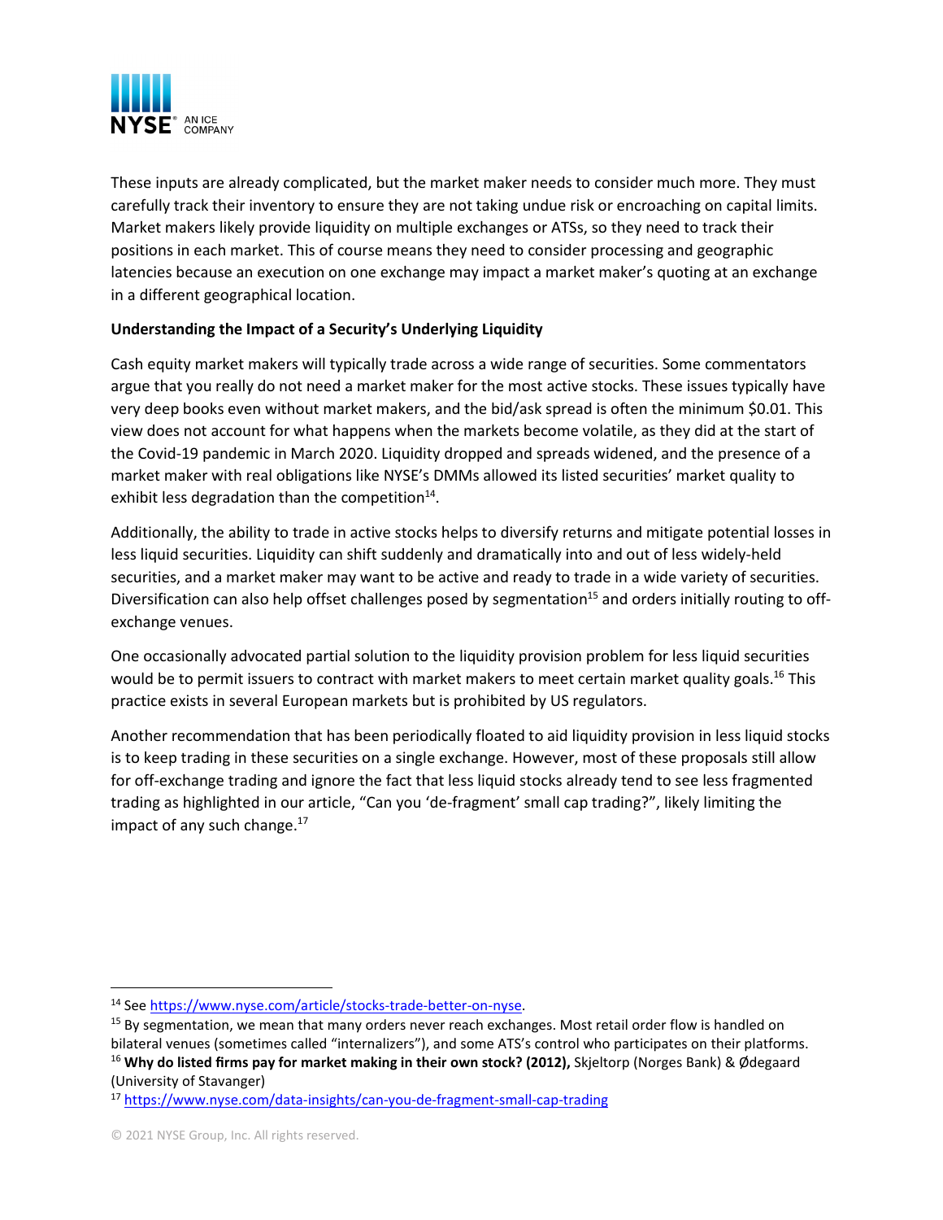These inputs are already complicated, but the market maker needs to consider much more. They must carefully track their inventory to ensure they are not taking undue risk or encroaching on capital limits. Market makers likely provide liquidity on multiple exchanges or ATSs, so they need to track their positions in each market. This of course means they need to consider processing and geographic latencies because an execution on one exchange may impact a market maker's quoting at an exchange in a different geographical location.

**Understanding the Impact of a Security's Underlying Liquidity**

Cash equity market makers will typically trade across a wide range of securities. Some commentators argue that you really do not need a market maker for the most active stocks. These issues typically have very deep books even without market makers, and the bid/ask spread is often the minimum $0.01. This view does not account for what happens when the markets become volatile, as they did at the start of the Covid-19 pandemic in March 2020. Liquidity dropped and spreads widened, and the presence of a market maker with real obligations like NYSE's DMMs allowed its listed securities' market quality to exhibit less degradation than the competition[14].

Additionally, the ability to trade in active stocks helps to diversify returns and mitigate potential losses in less liquid securities. Liquidity can shift suddenly and dramatically into and out of less widely-held securities, and a market maker may want to be active and ready to trade in a wide variety of securities. Diversification can also help offset challenges posed by segmentation[15] and orders initially routing to off-exchange venues.

One occasionally advocated partial solution to the liquidity provision problem for less liquid securities would be to permit issuers to contract with market makers to meet certain market quality goals.[16] This practice exists in several European markets but is prohibited by US regulators.

Another recommendation that has been periodically floated to aid liquidity provision in less liquid stocks is to keep trading in these securities on a single exchange. However, most of these proposals still allow for off-exchange trading and ignore the fact that less liquid stocks already tend to see less fragmented trading as highlighted in our article, "Can you 'de-fragment' small cap trading?", likely limiting the impact of any such change.[17]

---

[14] See https://www.nyse.com/article/stocks-trade-better-on-nyse.

[15] By segmentation, we mean that many orders never reach exchanges. Most retail order flow is handled on bilateral venues (sometimes called "internalizers"), and some ATS's control who participates on their platforms.

[16] **Why do listed firms pay for market making in their own stock? (2012),** Skjeltorp (Norges Bank) & Ødegaard (University of Stavanger)

[17] https://www.nyse.com/data-insights/can-you-de-fragment-small-cap-trading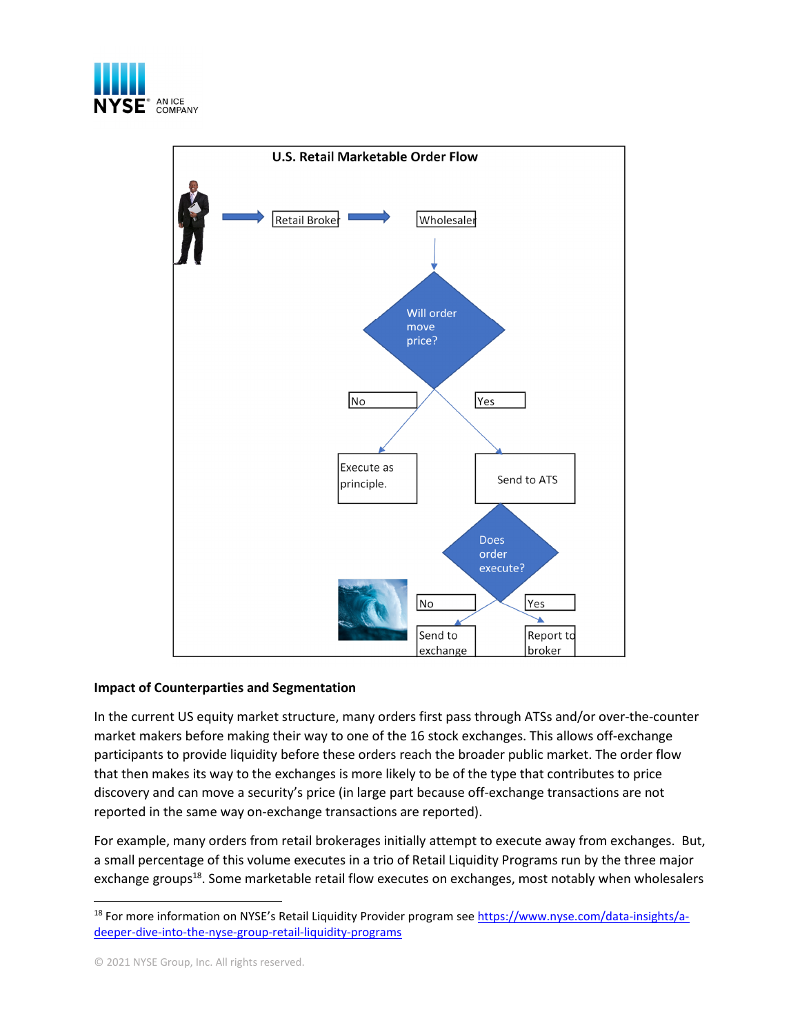U.S. Retail Marketable Order Flow

Retail Broker → Wholesaler

Will order move price?

No → Execute as principle.

Yes → Send to ATS

Does order execute?

No → Send to exchange

Yes → Report to broker

**Impact of Counterparties and Segmentation**

In the current US equity market structure, many orders first pass through ATSs and/or over-the-counter market makers before making their way to one of the 16 stock exchanges. This allows off-exchange participants to provide liquidity before these orders reach the broader public market. The order flow that then makes its way to the exchanges is more likely to be of the type that contributes to price discovery and can move a security's price (in large part because off-exchange transactions are not reported in the same way on-exchange transactions are reported).

For example, many orders from retail brokerages initially attempt to execute away from exchanges. But, a small percentage of this volume executes in a trio of Retail Liquidity Programs run by the three major exchange groups[18]. Some marketable retail flow executes on exchanges, most notably when wholesalers

[18] For more information on NYSE's Retail Liquidity Provider program see https://www.nyse.com/data-insights/a-deeper-dive-into-the-nyse-group-retail-liquidity-programs

© 2021 NYSE Group, Inc. All rights reserved.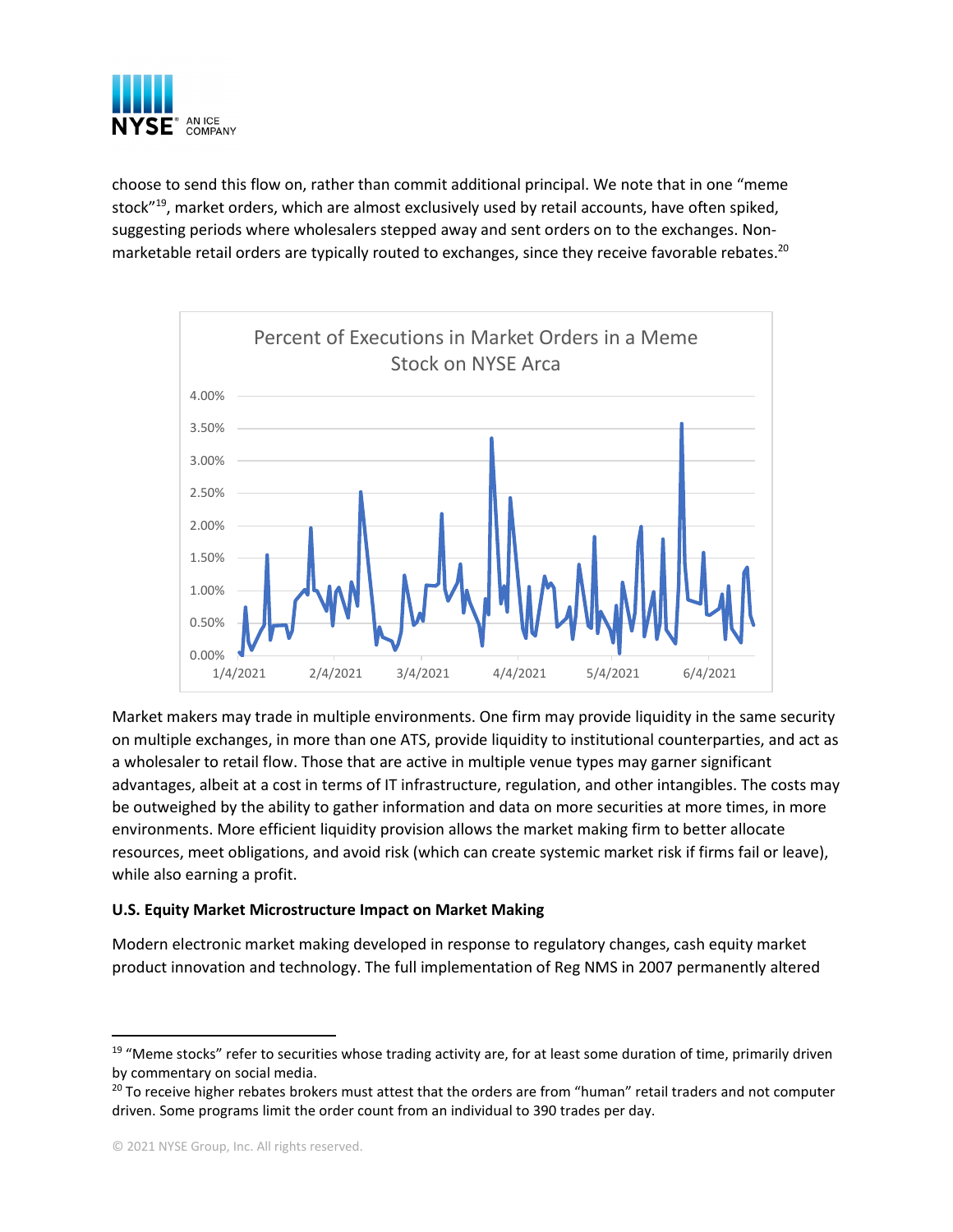choose to send this flow on, rather than commit additional principal. We note that in one "meme stock"[19], market orders, which are almost exclusively used by retail accounts, have often spiked, suggesting periods where wholesalers stepped away and sent orders on to the exchanges. Non-marketable retail orders are typically routed to exchanges, since they receive favorable rebates.[20]

Percent of Executions in Market Orders in a Meme Stock on NYSE Arca

Market makers may trade in multiple environments. One firm may provide liquidity in the same security on multiple exchanges, in more than one ATS, provide liquidity to institutional counterparties, and act as a wholesaler to retail flow. Those that are active in multiple venue types may garner significant advantages, albeit at a cost in terms of IT infrastructure, regulation, and other intangibles. The costs may be outweighed by the ability to gather information and data on more securities at more times, in more environments. More efficient liquidity provision allows the market making firm to better allocate resources, meet obligations, and avoid risk (which can create systemic market risk if firms fail or leave), while also earning a profit.

**U.S. Equity Market Microstructure Impact on Market Making**

Modern electronic market making developed in response to regulatory changes, cash equity market product innovation and technology. The full implementation of Reg NMS in 2007 permanently altered

---

[19] "Meme stocks" refer to securities whose trading activity are, for at least some duration of time, primarily driven by commentary on social media.

[20] To receive higher rebates brokers must attest that the orders are from "human" retail traders and not computer driven. Some programs limit the order count from an individual to 390 trades per day.

© 2021 NYSE Group, Inc. All rights reserved.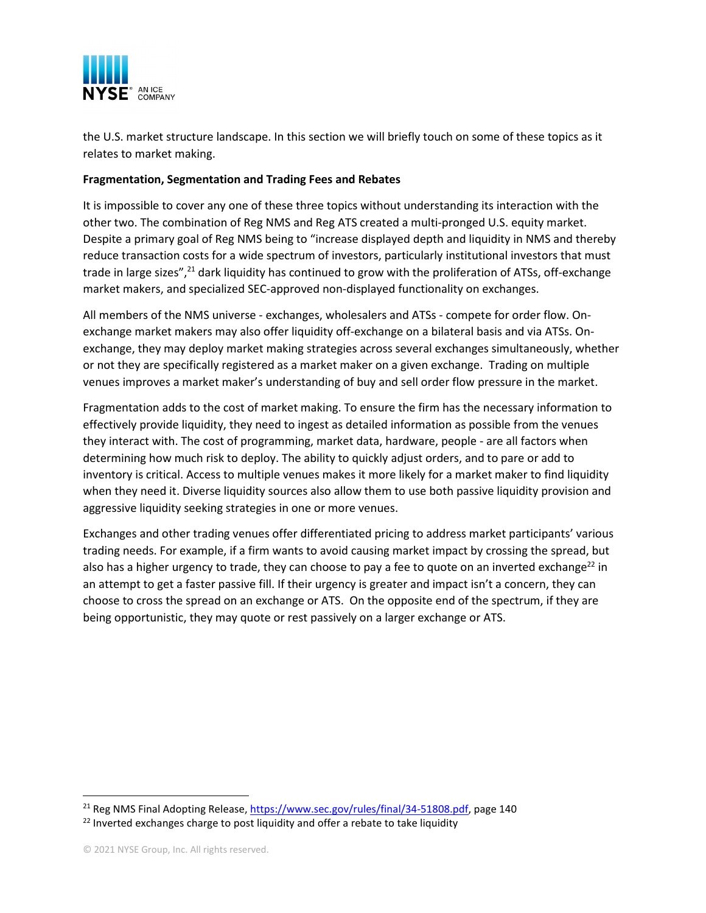the U.S. market structure landscape. In this section we will briefly touch on some of these topics as it relates to market making.

**Fragmentation, Segmentation and Trading Fees and Rebates**

It is impossible to cover any one of these three topics without understanding its interaction with the other two. The combination of Reg NMS and Reg ATS created a multi-pronged U.S. equity market. Despite a primary goal of Reg NMS being to "increase displayed depth and liquidity in NMS and thereby reduce transaction costs for a wide spectrum of investors, particularly institutional investors that must trade in large sizes",[21] dark liquidity has continued to grow with the proliferation of ATSs, off-exchange market makers, and specialized SEC-approved non-displayed functionality on exchanges.

All members of the NMS universe - exchanges, wholesalers and ATSs - compete for order flow. On-exchange market makers may also offer liquidity off-exchange on a bilateral basis and via ATSs. On-exchange, they may deploy market making strategies across several exchanges simultaneously, whether or not they are specifically registered as a market maker on a given exchange. Trading on multiple venues improves a market maker's understanding of buy and sell order flow pressure in the market.

Fragmentation adds to the cost of market making. To ensure the firm has the necessary information to effectively provide liquidity, they need to ingest as detailed information as possible from the venues they interact with. The cost of programming, market data, hardware, people - are all factors when determining how much risk to deploy. The ability to quickly adjust orders, and to pare or add to inventory is critical. Access to multiple venues makes it more likely for a market maker to find liquidity when they need it. Diverse liquidity sources also allow them to use both passive liquidity provision and aggressive liquidity seeking strategies in one or more venues.

Exchanges and other trading venues offer differentiated pricing to address market participants' various trading needs. For example, if a firm wants to avoid causing market impact by crossing the spread, but also has a higher urgency to trade, they can choose to pay a fee to quote on an inverted exchange[22] in an attempt to get a faster passive fill. If their urgency is greater and impact isn't a concern, they can choose to cross the spread on an exchange or ATS. On the opposite end of the spectrum, if they are being opportunistic, they may quote or rest passively on a larger exchange or ATS.

---

[21] Reg NMS Final Adopting Release, https://www.sec.gov/rules/final/34-51808.pdf, page 140

[22] Inverted exchanges charge to post liquidity and offer a rebate to take liquidity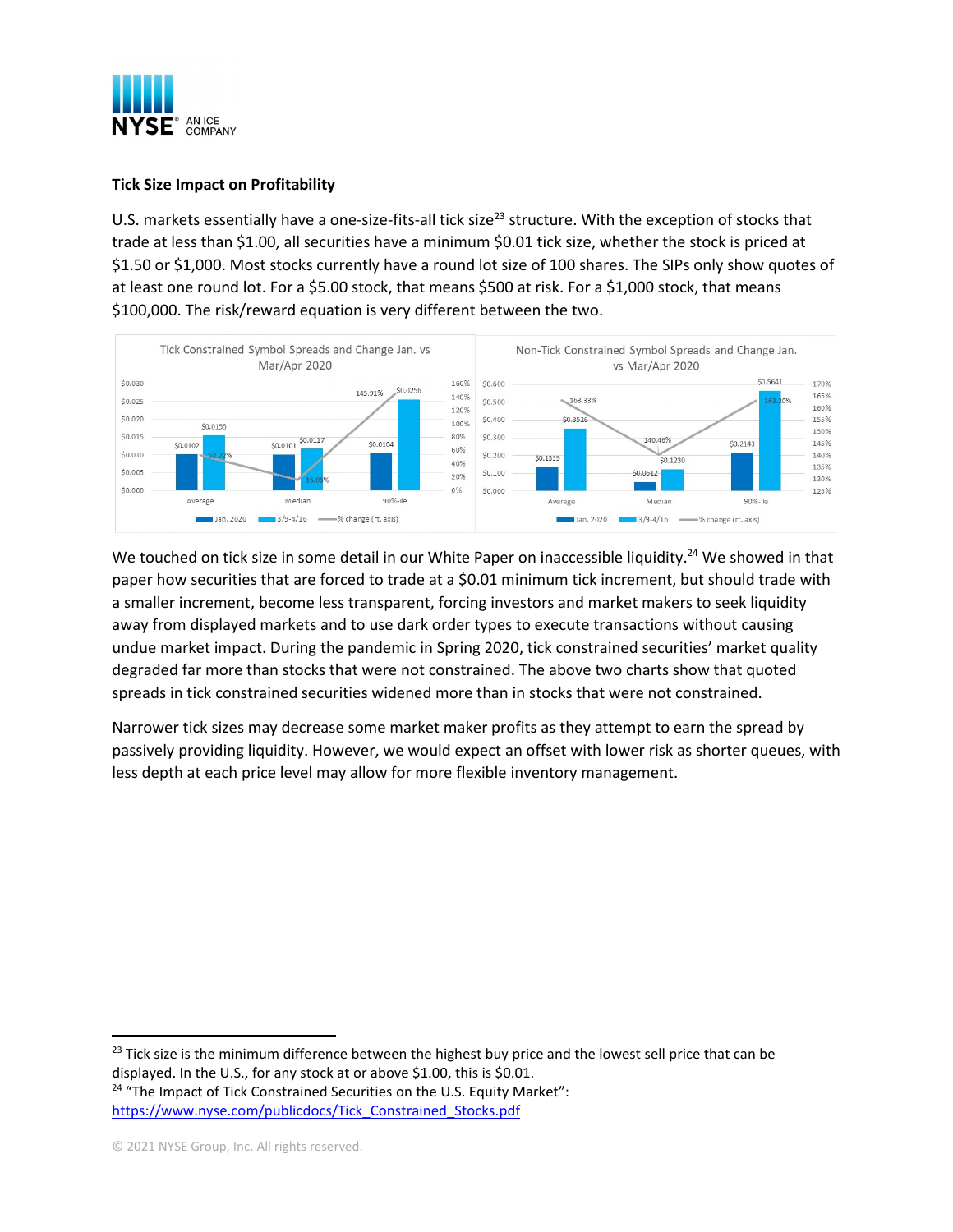**Tick Size Impact on Profitability**

U.S. markets essentially have a one-size-fits-all tick size[23] structure. With the exception of stocks that trade at less than $1.00, all securities have a minimum $0.01 tick size, whether the stock is priced at $1.50 or $1,000. Most stocks currently have a round lot size of 100 shares. The SIPs only show quotes of at least one round lot. For a $5.00 stock, that means $500 at risk. For a $1,000 stock, that means $100,000. The risk/reward equation is very different between the two.

**Tick Constrained Symbol Spreads and Change Jan. vs Mar/Apr 2020**

| | Jan. 2020 | 3/9-4/16 | % change (rt. axis) |
|---|---|---|---|
| Average | $0.0102 | $0.0155 | 52.72% |
| Median | $0.0101 | $0.0117 | 16.00% |
| 90%-ile | $0.0104 | $0.0256 | 145.91% |

**Non-Tick Constrained Symbol Spreads and Change Jan. vs Mar/Apr 2020**

| | Jan. 2020 | 3/9-4/16 | % change (rt. axis) |
|---|---|---|---|
| Average | $0.1339 | $0.3526 | 163.33% |
| Median | $0.0512 | $0.1230 | 140.46% |
| 90%-ile | $0.2143 | $0.5641 | 163.20% |

We touched on tick size in some detail in our White Paper on inaccessible liquidity.[24] We showed in that paper how securities that are forced to trade at a $0.01 minimum tick increment, but should trade with a smaller increment, become less transparent, forcing investors and market makers to seek liquidity away from displayed markets and to use dark order types to execute transactions without causing undue market impact. During the pandemic in Spring 2020, tick constrained securities' market quality degraded far more than stocks that were not constrained. The above two charts show that quoted spreads in tick constrained securities widened more than in stocks that were not constrained.

Narrower tick sizes may decrease some market maker profits as they attempt to earn the spread by passively providing liquidity. However, we would expect an offset with lower risk as shorter queues, with less depth at each price level may allow for more flexible inventory management.

---

[23] Tick size is the minimum difference between the highest buy price and the lowest sell price that can be displayed. In the U.S., for any stock at or above $1.00, this is $0.01.

[24] "The Impact of Tick Constrained Securities on the U.S. Equity Market": https://www.nyse.com/publicdocs/Tick_Constrained_Stocks.pdf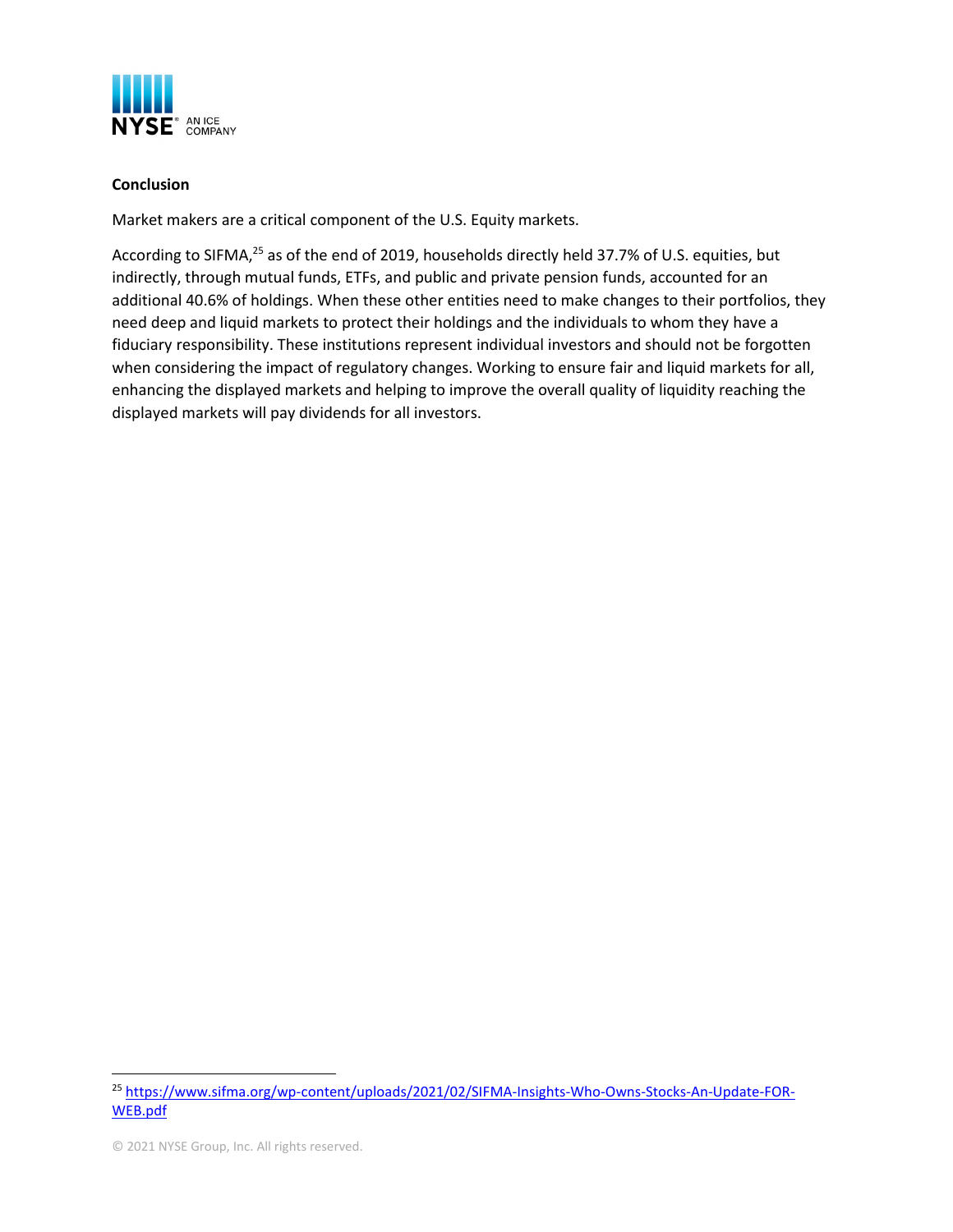## Conclusion

Market makers are a critical component of the U.S. Equity markets.

According to SIFMA,[25] as of the end of 2019, households directly held 37.7% of U.S. equities, but indirectly, through mutual funds, ETFs, and public and private pension funds, accounted for an additional 40.6% of holdings. When these other entities need to make changes to their portfolios, they need deep and liquid markets to protect their holdings and the individuals to whom they have a fiduciary responsibility. These institutions represent individual investors and should not be forgotten when considering the impact of regulatory changes. Working to ensure fair and liquid markets for all, enhancing the displayed markets and helping to improve the overall quality of liquidity reaching the displayed markets will pay dividends for all investors.

[25] https://www.sifma.org/wp-content/uploads/2021/02/SIFMA-Insights-Who-Owns-Stocks-An-Update-FOR-WEB.pdf

© 2021 NYSE Group, Inc. All rights reserved.